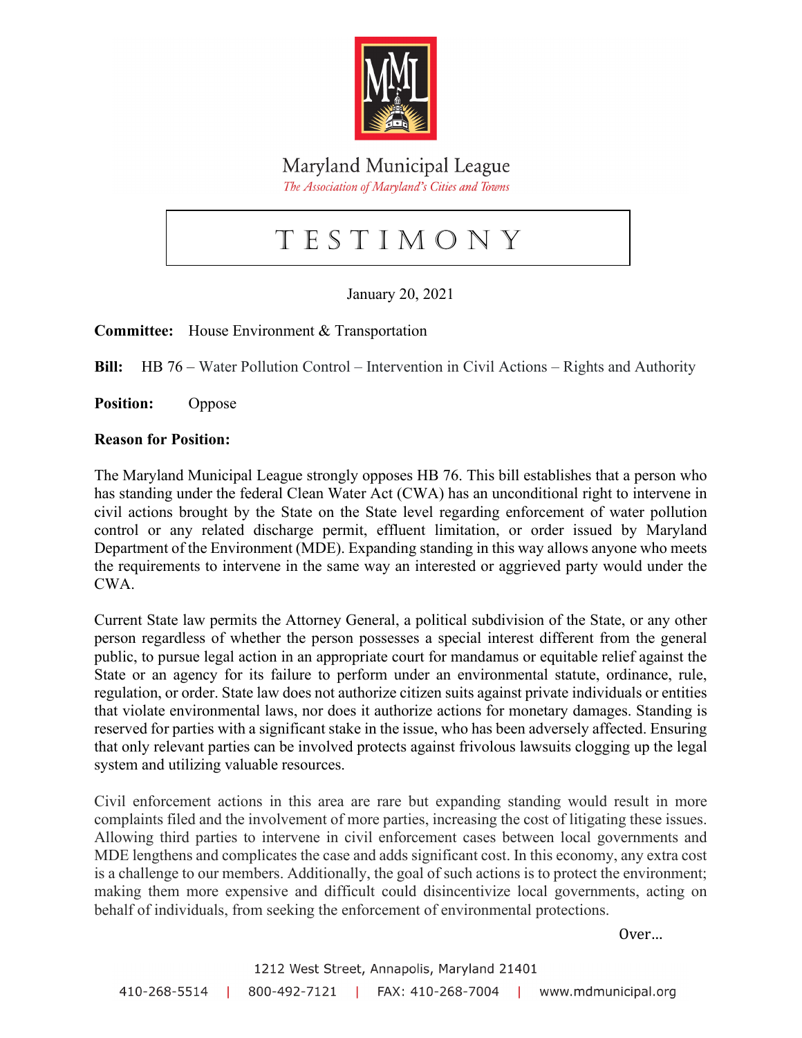# Maryland Municipal League

*The Association of Maryland's Cities and Towns*

# TESTIMONY

January 20, 2021

**Committee:** House Environment & Transportation

**Bill:** HB 76 – Water Pollution Control – Intervention in Civil Actions – Rights and Authority

**Position:** Oppose

**Reason for Position:**

The Maryland Municipal League strongly opposes HB 76. This bill establishes that a person who has standing under the federal Clean Water Act (CWA) has an unconditional right to intervene in civil actions brought by the State on the State level regarding enforcement of water pollution control or any related discharge permit, effluent limitation, or order issued by Maryland Department of the Environment (MDE). Expanding standing in this way allows anyone who meets the requirements to intervene in the same way an interested or aggrieved party would under the CWA.

Current State law permits the Attorney General, a political subdivision of the State, or any other person regardless of whether the person possesses a special interest different from the general public, to pursue legal action in an appropriate court for mandamus or equitable relief against the State or an agency for its failure to perform under an environmental statute, ordinance, rule, regulation, or order. State law does not authorize citizen suits against private individuals or entities that violate environmental laws, nor does it authorize actions for monetary damages. Standing is reserved for parties with a significant stake in the issue, who has been adversely affected. Ensuring that only relevant parties can be involved protects against frivolous lawsuits clogging up the legal system and utilizing valuable resources.

Civil enforcement actions in this area are rare but expanding standing would result in more complaints filed and the involvement of more parties, increasing the cost of litigating these issues. Allowing third parties to intervene in civil enforcement cases between local governments and MDE lengthens and complicates the case and adds significant cost. In this economy, any extra cost is a challenge to our members. Additionally, the goal of such actions is to protect the environment; making them more expensive and difficult could disincentivize local governments, acting on behalf of individuals, from seeking the enforcement of environmental protections.

Over…

1212 West Street, Annapolis, Maryland 21401

410-268-5514 | 800-492-7121 | FAX: 410-268-7004 | www.mdmunicipal.org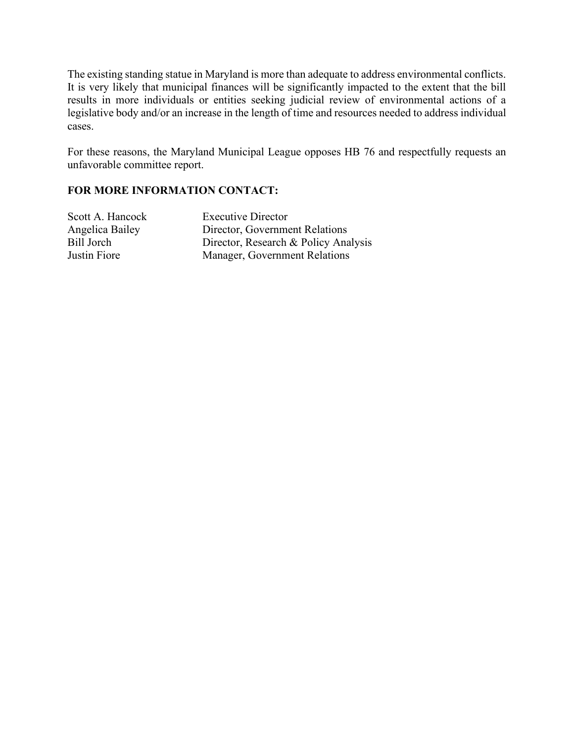The existing standing statue in Maryland is more than adequate to address environmental conflicts. It is very likely that municipal finances will be significantly impacted to the extent that the bill results in more individuals or entities seeking judicial review of environmental actions of a legislative body and/or an increase in the length of time and resources needed to address individual cases.

For these reasons, the Maryland Municipal League opposes HB 76 and respectfully requests an unfavorable committee report.

**FOR MORE INFORMATION CONTACT:**

| | |
|---|---|
| Scott A. Hancock | Executive Director |
| Angelica Bailey | Director, Government Relations |
| Bill Jorch | Director, Research & Policy Analysis |
| Justin Fiore | Manager, Government Relations |